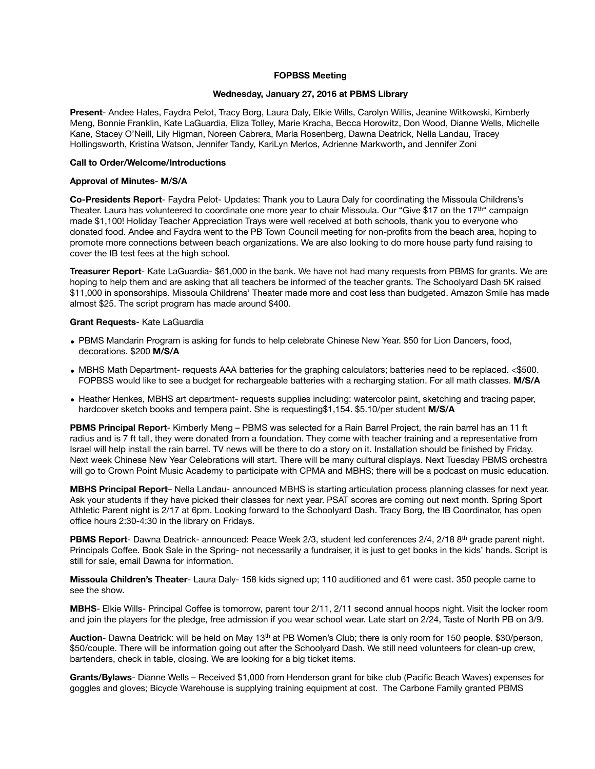**FOPBSS Meeting**

**Wednesday, January 27, 2016 at PBMS Library**

**Present**- Andee Hales, Faydra Pelot, Tracy Borg, Laura Daly, Elkie Wills, Carolyn Willis, Jeanine Witkowski, Kimberly Meng, Bonnie Franklin, Kate LaGuardia, Eliza Tolley, Marie Kracha, Becca Horowitz, Don Wood, Dianne Wells, Michelle Kane, Stacey O'Neill, Lily Higman, Noreen Cabrera, Marla Rosenberg, Dawna Deatrick, Nella Landau, Tracey Hollingsworth, Kristina Watson, Jennifer Tandy, KariLyn Merlos, Adrienne Markworth**,** and Jennifer Zoni

**Call to Order/Welcome/Introductions**

**Approval of Minutes**- **M/S/A**

**Co-Presidents Report**- Faydra Pelot- Updates: Thank you to Laura Daly for coordinating the Missoula Childrens's Theater. Laura has volunteered to coordinate one more year to chair Missoula. Our "Give $17 on the 17th" campaign made $1,100! Holiday Teacher Appreciation Trays were well received at both schools, thank you to everyone who donated food. Andee and Faydra went to the PB Town Council meeting for non-profits from the beach area, hoping to promote more connections between beach organizations. We are also looking to do more house party fund raising to cover the IB test fees at the high school.

**Treasurer Report**- Kate LaGuardia- $61,000 in the bank. We have not had many requests from PBMS for grants. We are hoping to help them and are asking that all teachers be informed of the teacher grants. The Schoolyard Dash 5K raised $11,000 in sponsorships. Missoula Childrens' Theater made more and cost less than budgeted. Amazon Smile has made almost $25. The script program has made around $400.

**Grant Requests**- Kate LaGuardia

- PBMS Mandarin Program is asking for funds to help celebrate Chinese New Year. $50 for Lion Dancers, food, decorations. $200 **M/S/A**
- MBHS Math Department- requests AAA batteries for the graphing calculators; batteries need to be replaced. <$500. FOPBSS would like to see a budget for rechargeable batteries with a recharging station. For all math classes. **M/S/A**
- Heather Henkes, MBHS art department- requests supplies including: watercolor paint, sketching and tracing paper, hardcover sketch books and tempera paint. She is requesting$1,154. $5.10/per student **M/S/A**

**PBMS Principal Report**- Kimberly Meng – PBMS was selected for a Rain Barrel Project, the rain barrel has an 11 ft radius and is 7 ft tall, they were donated from a foundation. They come with teacher training and a representative from Israel will help install the rain barrel. TV news will be there to do a story on it. Installation should be finished by Friday. Next week Chinese New Year Celebrations will start. There will be many cultural displays. Next Tuesday PBMS orchestra will go to Crown Point Music Academy to participate with CPMA and MBHS; there will be a podcast on music education.

**MBHS Principal Report**– Nella Landau- announced MBHS is starting articulation process planning classes for next year. Ask your students if they have picked their classes for next year. PSAT scores are coming out next month. Spring Sport Athletic Parent night is 2/17 at 6pm. Looking forward to the Schoolyard Dash. Tracy Borg, the IB Coordinator, has open office hours 2:30-4:30 in the library on Fridays.

**PBMS Report**- Dawna Deatrick- announced: Peace Week 2/3, student led conferences 2/4, 2/18 8th grade parent night. Principals Coffee. Book Sale in the Spring- not necessarily a fundraiser, it is just to get books in the kids' hands. Script is still for sale, email Dawna for information.

**Missoula Children's Theater**- Laura Daly- 158 kids signed up; 110 auditioned and 61 were cast. 350 people came to see the show.

**MBHS**- Elkie Wills- Principal Coffee is tomorrow, parent tour 2/11, 2/11 second annual hoops night. Visit the locker room and join the players for the pledge, free admission if you wear school wear. Late start on 2/24, Taste of North PB on 3/9.

**Auction**- Dawna Deatrick: will be held on May 13th at PB Women's Club; there is only room for 150 people. $30/person, $50/couple. There will be information going out after the Schoolyard Dash. We still need volunteers for clean-up crew, bartenders, check in table, closing. We are looking for a big ticket items.

**Grants/Bylaws**- Dianne Wells – Received $1,000 from Henderson grant for bike club (Pacific Beach Waves) expenses for goggles and gloves; Bicycle Warehouse is supplying training equipment at cost. The Carbone Family granted PBMS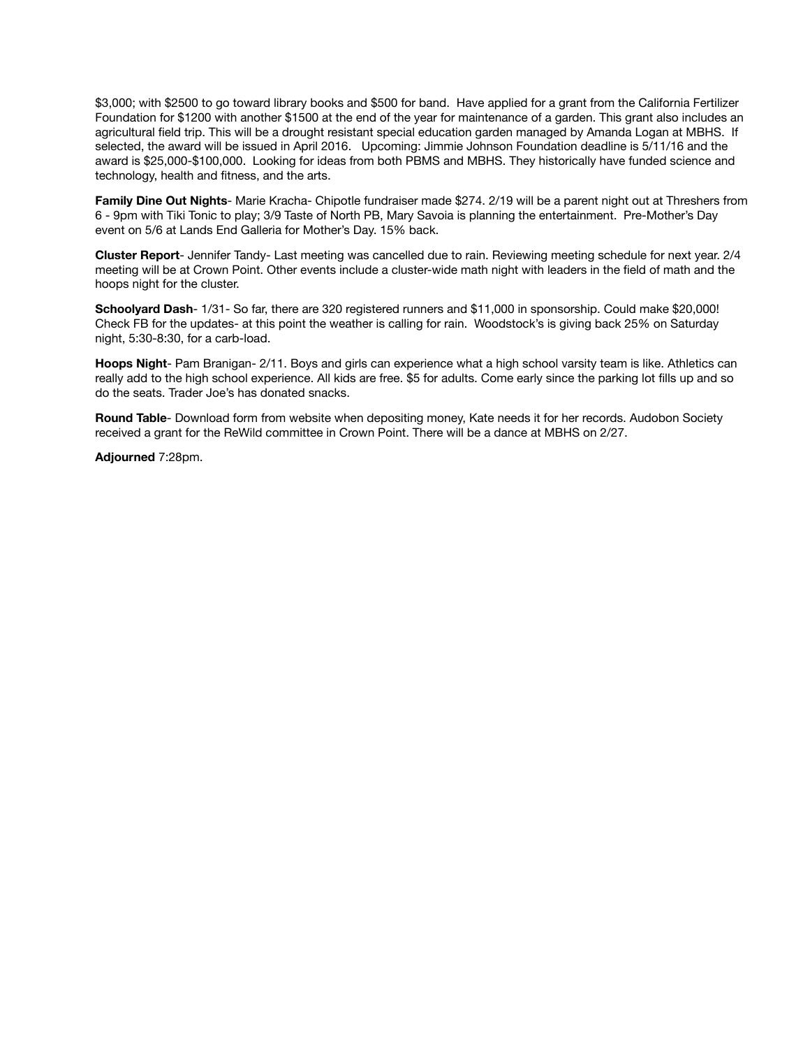$3,000; with $2500 to go toward library books and $500 for band. Have applied for a grant from the California Fertilizer Foundation for $1200 with another $1500 at the end of the year for maintenance of a garden. This grant also includes an agricultural field trip. This will be a drought resistant special education garden managed by Amanda Logan at MBHS. If selected, the award will be issued in April 2016. Upcoming: Jimmie Johnson Foundation deadline is 5/11/16 and the award is $25,000-$100,000. Looking for ideas from both PBMS and MBHS. They historically have funded science and technology, health and fitness, and the arts.

**Family Dine Out Nights**- Marie Kracha- Chipotle fundraiser made $274. 2/19 will be a parent night out at Threshers from 6 - 9pm with Tiki Tonic to play; 3/9 Taste of North PB, Mary Savoia is planning the entertainment. Pre-Mother's Day event on 5/6 at Lands End Galleria for Mother's Day. 15% back.

**Cluster Report**- Jennifer Tandy- Last meeting was cancelled due to rain. Reviewing meeting schedule for next year. 2/4 meeting will be at Crown Point. Other events include a cluster-wide math night with leaders in the field of math and the hoops night for the cluster.

**Schoolyard Dash**- 1/31- So far, there are 320 registered runners and $11,000 in sponsorship. Could make $20,000! Check FB for the updates- at this point the weather is calling for rain. Woodstock's is giving back 25% on Saturday night, 5:30-8:30, for a carb-load.

**Hoops Night**- Pam Branigan- 2/11. Boys and girls can experience what a high school varsity team is like. Athletics can really add to the high school experience. All kids are free. $5 for adults. Come early since the parking lot fills up and so do the seats. Trader Joe's has donated snacks.

**Round Table**- Download form from website when depositing money, Kate needs it for her records. Audobon Society received a grant for the ReWild committee in Crown Point. There will be a dance at MBHS on 2/27.

**Adjourned** 7:28pm.